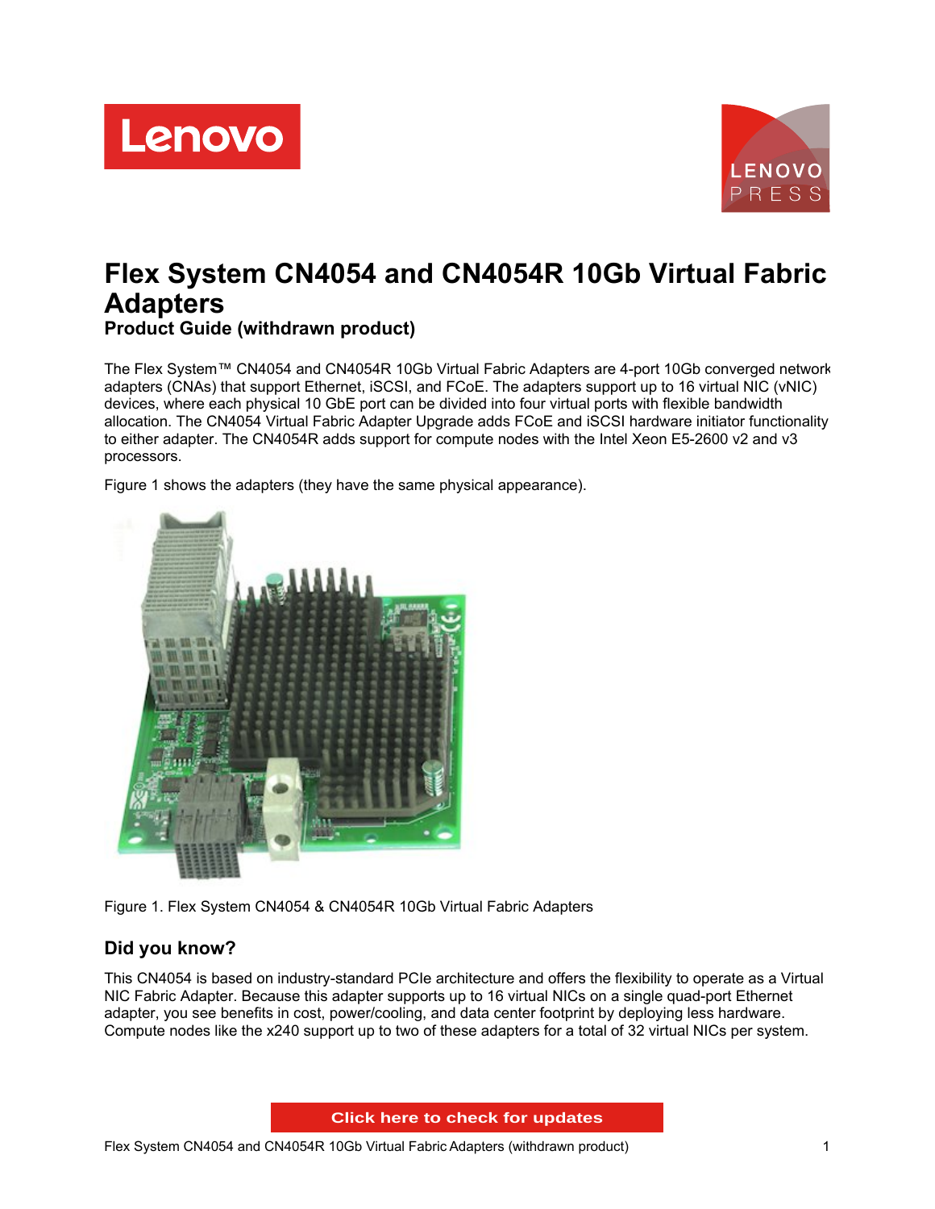# Flex System CN4054 and CN4054R 10Gb Virtual Fabric Adapters

## Product Guide (withdrawn product)

The Flex System™ CN4054 and CN4054R 10Gb Virtual Fabric Adapters are 4-port 10Gb converged network adapters (CNAs) that support Ethernet, iSCSI, and FCoE. The adapters support up to 16 virtual NIC (vNIC) devices, where each physical 10 GbE port can be divided into four virtual ports with flexible bandwidth allocation. The CN4054 Virtual Fabric Adapter Upgrade adds FCoE and iSCSI hardware initiator functionality to either adapter. The CN4054R adds support for compute nodes with the Intel Xeon E5-2600 v2 and v3 processors.

Figure 1 shows the adapters (they have the same physical appearance).

Figure 1. Flex System CN4054 & CN4054R 10Gb Virtual Fabric Adapters

## Did you know?

This CN4054 is based on industry-standard PCIe architecture and offers the flexibility to operate as a Virtual NIC Fabric Adapter. Because this adapter supports up to 16 virtual NICs on a single quad-port Ethernet adapter, you see benefits in cost, power/cooling, and data center footprint by deploying less hardware. Compute nodes like the x240 support up to two of these adapters for a total of 32 virtual NICs per system.

Click here to check for updates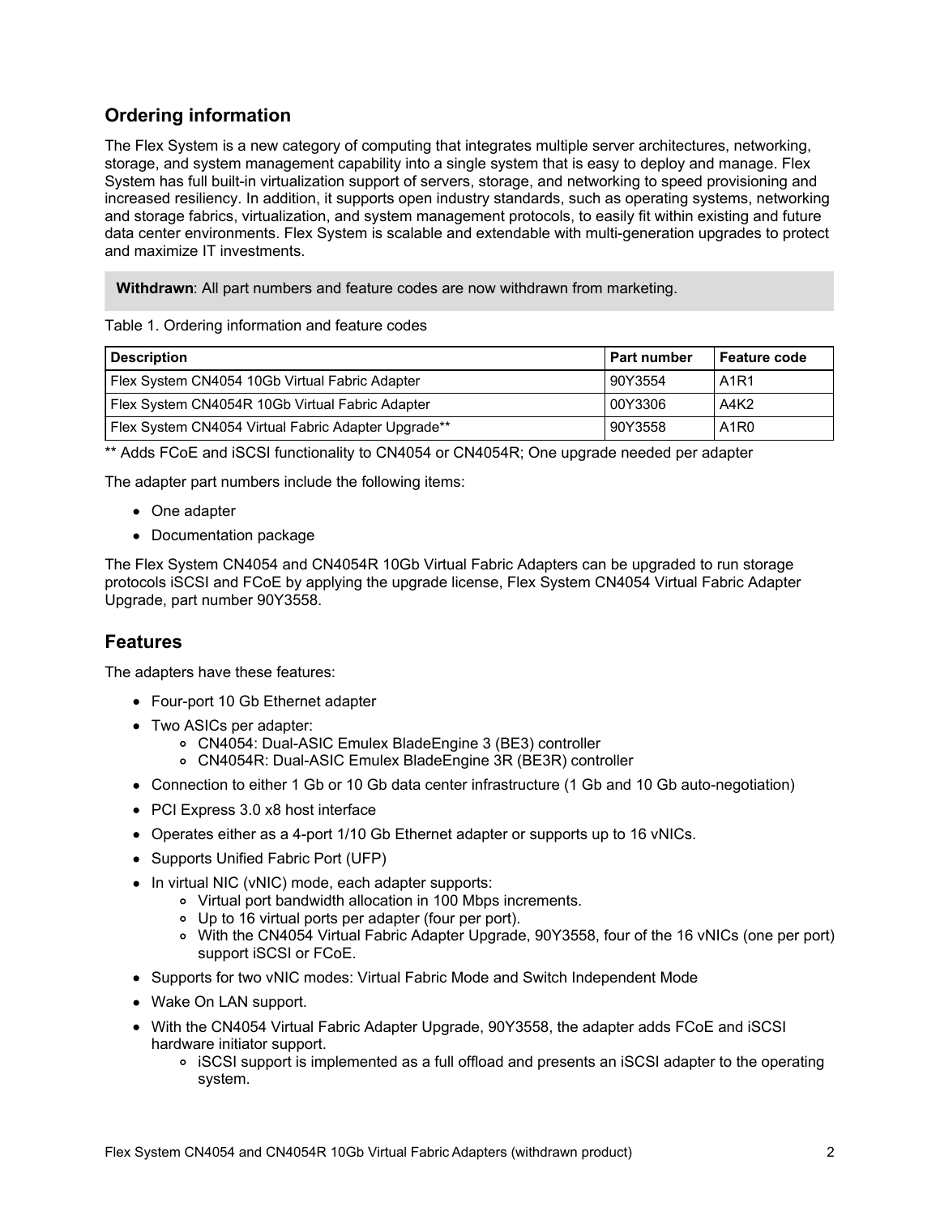## Ordering information

The Flex System is a new category of computing that integrates multiple server architectures, networking, storage, and system management capability into a single system that is easy to deploy and manage. Flex System has full built-in virtualization support of servers, storage, and networking to speed provisioning and increased resiliency. In addition, it supports open industry standards, such as operating systems, networking and storage fabrics, virtualization, and system management protocols, to easily fit within existing and future data center environments. Flex System is scalable and extendable with multi-generation upgrades to protect and maximize IT investments.

**Withdrawn**: All part numbers and feature codes are now withdrawn from marketing.

Table 1. Ordering information and feature codes

| Description | Part number | Feature code |
|---|---|---|
| Flex System CN4054 10Gb Virtual Fabric Adapter | 90Y3554 | A1R1 |
| Flex System CN4054R 10Gb Virtual Fabric Adapter | 00Y3306 | A4K2 |
| Flex System CN4054 Virtual Fabric Adapter Upgrade** | 90Y3558 | A1R0 |

** Adds FCoE and iSCSI functionality to CN4054 or CN4054R; One upgrade needed per adapter

The adapter part numbers include the following items:

- One adapter
- Documentation package

The Flex System CN4054 and CN4054R 10Gb Virtual Fabric Adapters can be upgraded to run storage protocols iSCSI and FCoE by applying the upgrade license, Flex System CN4054 Virtual Fabric Adapter Upgrade, part number 90Y3558.

## Features

The adapters have these features:

- Four-port 10 Gb Ethernet adapter
- Two ASICs per adapter:
  - CN4054: Dual-ASIC Emulex BladeEngine 3 (BE3) controller
  - CN4054R: Dual-ASIC Emulex BladeEngine 3R (BE3R) controller
- Connection to either 1 Gb or 10 Gb data center infrastructure (1 Gb and 10 Gb auto-negotiation)
- PCI Express 3.0 x8 host interface
- Operates either as a 4-port 1/10 Gb Ethernet adapter or supports up to 16 vNICs.
- Supports Unified Fabric Port (UFP)
- In virtual NIC (vNIC) mode, each adapter supports:
  - Virtual port bandwidth allocation in 100 Mbps increments.
  - Up to 16 virtual ports per adapter (four per port).
  - With the CN4054 Virtual Fabric Adapter Upgrade, 90Y3558, four of the 16 vNICs (one per port) support iSCSI or FCoE.
- Supports for two vNIC modes: Virtual Fabric Mode and Switch Independent Mode
- Wake On LAN support.
- With the CN4054 Virtual Fabric Adapter Upgrade, 90Y3558, the adapter adds FCoE and iSCSI hardware initiator support.
  - iSCSI support is implemented as a full offload and presents an iSCSI adapter to the operating system.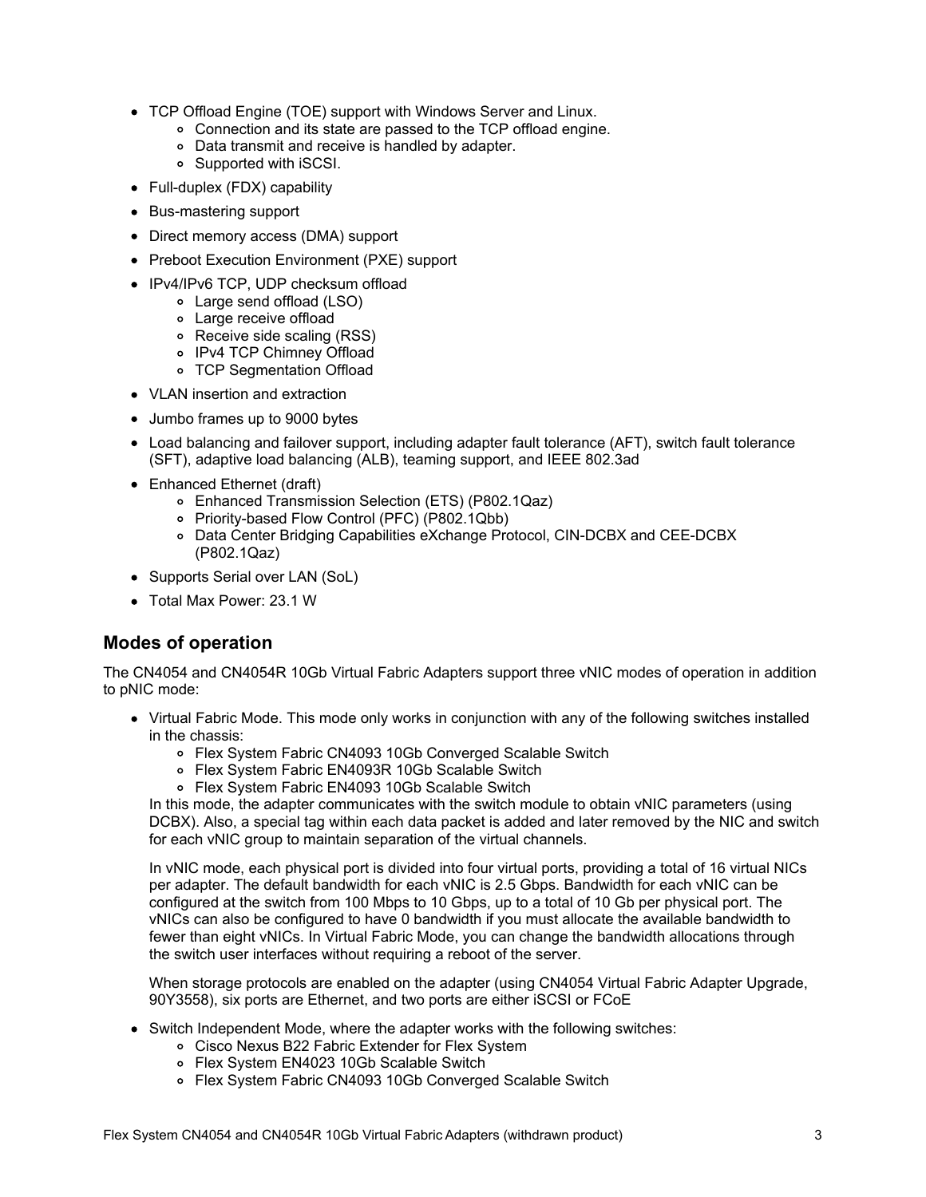- TCP Offload Engine (TOE) support with Windows Server and Linux.
  - Connection and its state are passed to the TCP offload engine.
  - Data transmit and receive is handled by adapter.
  - Supported with iSCSI.
- Full-duplex (FDX) capability
- Bus-mastering support
- Direct memory access (DMA) support
- Preboot Execution Environment (PXE) support
- IPv4/IPv6 TCP, UDP checksum offload
  - Large send offload (LSO)
  - Large receive offload
  - Receive side scaling (RSS)
  - IPv4 TCP Chimney Offload
  - TCP Segmentation Offload
- VLAN insertion and extraction
- Jumbo frames up to 9000 bytes
- Load balancing and failover support, including adapter fault tolerance (AFT), switch fault tolerance (SFT), adaptive load balancing (ALB), teaming support, and IEEE 802.3ad
- Enhanced Ethernet (draft)
  - Enhanced Transmission Selection (ETS) (P802.1Qaz)
  - Priority-based Flow Control (PFC) (P802.1Qbb)
  - Data Center Bridging Capabilities eXchange Protocol, CIN-DCBX and CEE-DCBX (P802.1Qaz)
- Supports Serial over LAN (SoL)
- Total Max Power: 23.1 W

## Modes of operation

The CN4054 and CN4054R 10Gb Virtual Fabric Adapters support three vNIC modes of operation in addition to pNIC mode:

- Virtual Fabric Mode. This mode only works in conjunction with any of the following switches installed in the chassis:
  - Flex System Fabric CN4093 10Gb Converged Scalable Switch
  - Flex System Fabric EN4093R 10Gb Scalable Switch
  - Flex System Fabric EN4093 10Gb Scalable Switch

  In this mode, the adapter communicates with the switch module to obtain vNIC parameters (using DCBX). Also, a special tag within each data packet is added and later removed by the NIC and switch for each vNIC group to maintain separation of the virtual channels.

  In vNIC mode, each physical port is divided into four virtual ports, providing a total of 16 virtual NICs per adapter. The default bandwidth for each vNIC is 2.5 Gbps. Bandwidth for each vNIC can be configured at the switch from 100 Mbps to 10 Gbps, up to a total of 10 Gb per physical port. The vNICs can also be configured to have 0 bandwidth if you must allocate the available bandwidth to fewer than eight vNICs. In Virtual Fabric Mode, you can change the bandwidth allocations through the switch user interfaces without requiring a reboot of the server.

  When storage protocols are enabled on the adapter (using CN4054 Virtual Fabric Adapter Upgrade, 90Y3558), six ports are Ethernet, and two ports are either iSCSI or FCoE

- Switch Independent Mode, where the adapter works with the following switches:
  - Cisco Nexus B22 Fabric Extender for Flex System
  - Flex System EN4023 10Gb Scalable Switch
  - Flex System Fabric CN4093 10Gb Converged Scalable Switch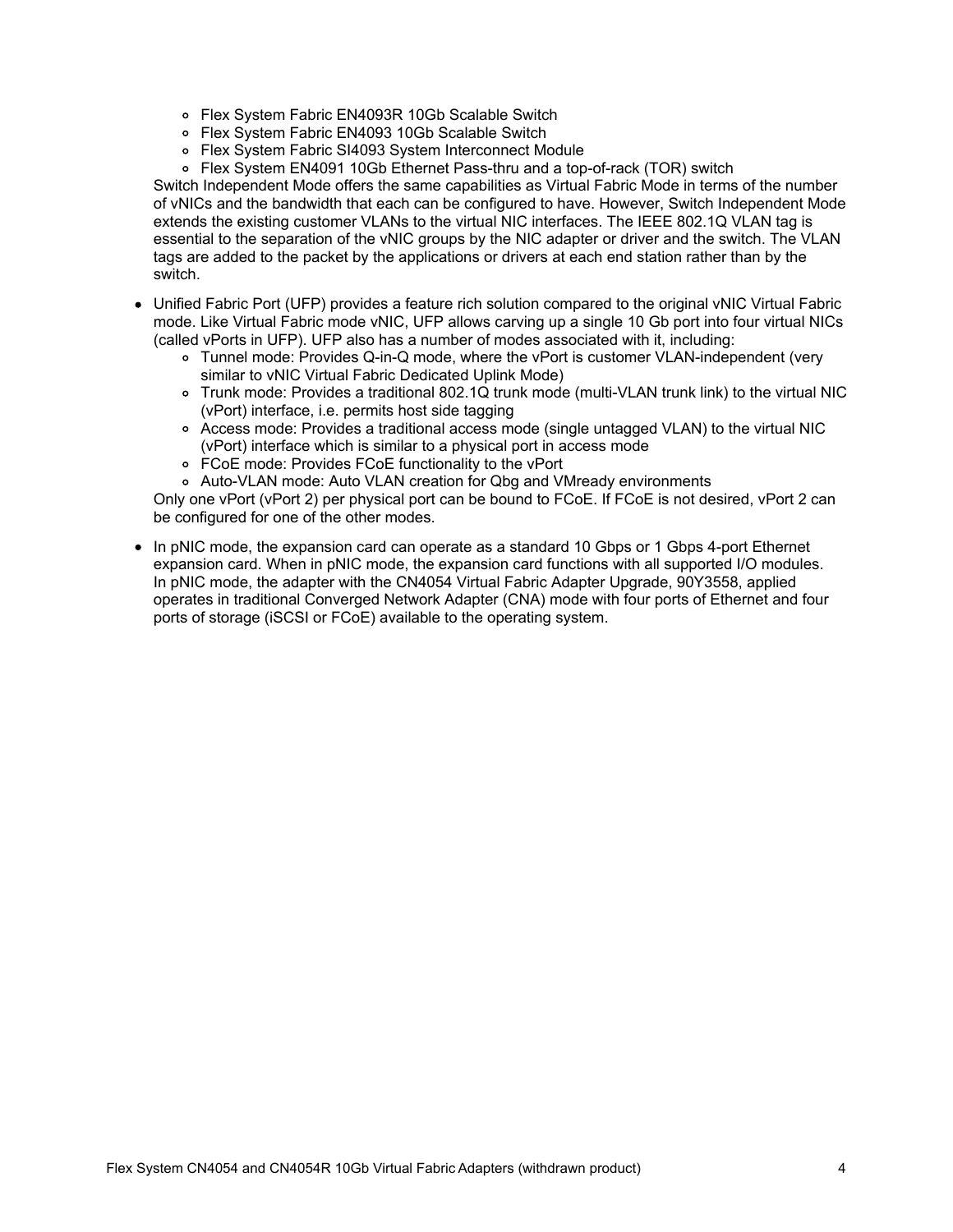- Flex System Fabric EN4093R 10Gb Scalable Switch
    - Flex System Fabric EN4093 10Gb Scalable Switch
    - Flex System Fabric SI4093 System Interconnect Module
    - Flex System EN4091 10Gb Ethernet Pass-thru and a top-of-rack (TOR) switch

  Switch Independent Mode offers the same capabilities as Virtual Fabric Mode in terms of the number of vNICs and the bandwidth that each can be configured to have. However, Switch Independent Mode extends the existing customer VLANs to the virtual NIC interfaces. The IEEE 802.1Q VLAN tag is essential to the separation of the vNIC groups by the NIC adapter or driver and the switch. The VLAN tags are added to the packet by the applications or drivers at each end station rather than by the switch.

- Unified Fabric Port (UFP) provides a feature rich solution compared to the original vNIC Virtual Fabric mode. Like Virtual Fabric mode vNIC, UFP allows carving up a single 10 Gb port into four virtual NICs (called vPorts in UFP). UFP also has a number of modes associated with it, including:
    - Tunnel mode: Provides Q-in-Q mode, where the vPort is customer VLAN-independent (very similar to vNIC Virtual Fabric Dedicated Uplink Mode)
    - Trunk mode: Provides a traditional 802.1Q trunk mode (multi-VLAN trunk link) to the virtual NIC (vPort) interface, i.e. permits host side tagging
    - Access mode: Provides a traditional access mode (single untagged VLAN) to the virtual NIC (vPort) interface which is similar to a physical port in access mode
    - FCoE mode: Provides FCoE functionality to the vPort
    - Auto-VLAN mode: Auto VLAN creation for Qbg and VMready environments

  Only one vPort (vPort 2) per physical port can be bound to FCoE. If FCoE is not desired, vPort 2 can be configured for one of the other modes.

- In pNIC mode, the expansion card can operate as a standard 10 Gbps or 1 Gbps 4-port Ethernet expansion card. When in pNIC mode, the expansion card functions with all supported I/O modules. In pNIC mode, the adapter with the CN4054 Virtual Fabric Adapter Upgrade, 90Y3558, applied operates in traditional Converged Network Adapter (CNA) mode with four ports of Ethernet and four ports of storage (iSCSI or FCoE) available to the operating system.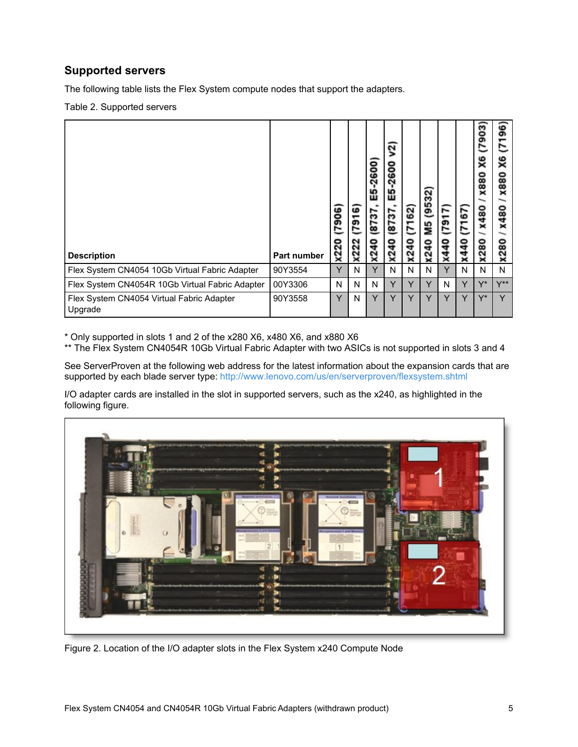## Supported servers

The following table lists the Flex System compute nodes that support the adapters.

Table 2. Supported servers

| Description | Part number | x220 (7906) | x222 (7916) | x240 (8737, E5-2600) | x240 (8737, E5-2600 v2) | x240 (7162) | x240 M5 (9532) | x440 (7917) | x440 (7167) | x280 / x480 / x880 X6 (7903) | x280 / x480 / x880 X6 (7196) |
|---|---|---|---|---|---|---|---|---|---|---|---|
| Flex System CN4054 10Gb Virtual Fabric Adapter | 90Y3554 | Y | N | Y | N | N | N | Y | N | N | N |
| Flex System CN4054R 10Gb Virtual Fabric Adapter | 00Y3306 | N | N | N | Y | Y | Y | N | Y | Y* | Y** |
| Flex System CN4054 Virtual Fabric Adapter Upgrade | 90Y3558 | Y | N | Y | Y | Y | Y | Y | Y | Y* | Y |

\* Only supported in slots 1 and 2 of the x280 X6, x480 X6, and x880 X6
\** The Flex System CN4054R 10Gb Virtual Fabric Adapter with two ASICs is not supported in slots 3 and 4

See ServerProven at the following web address for the latest information about the expansion cards that are supported by each blade server type: http://www.lenovo.com/us/en/serverproven/flexsystem.shtml

I/O adapter cards are installed in the slot in supported servers, such as the x240, as highlighted in the following figure.

Figure 2. Location of the I/O adapter slots in the Flex System x240 Compute Node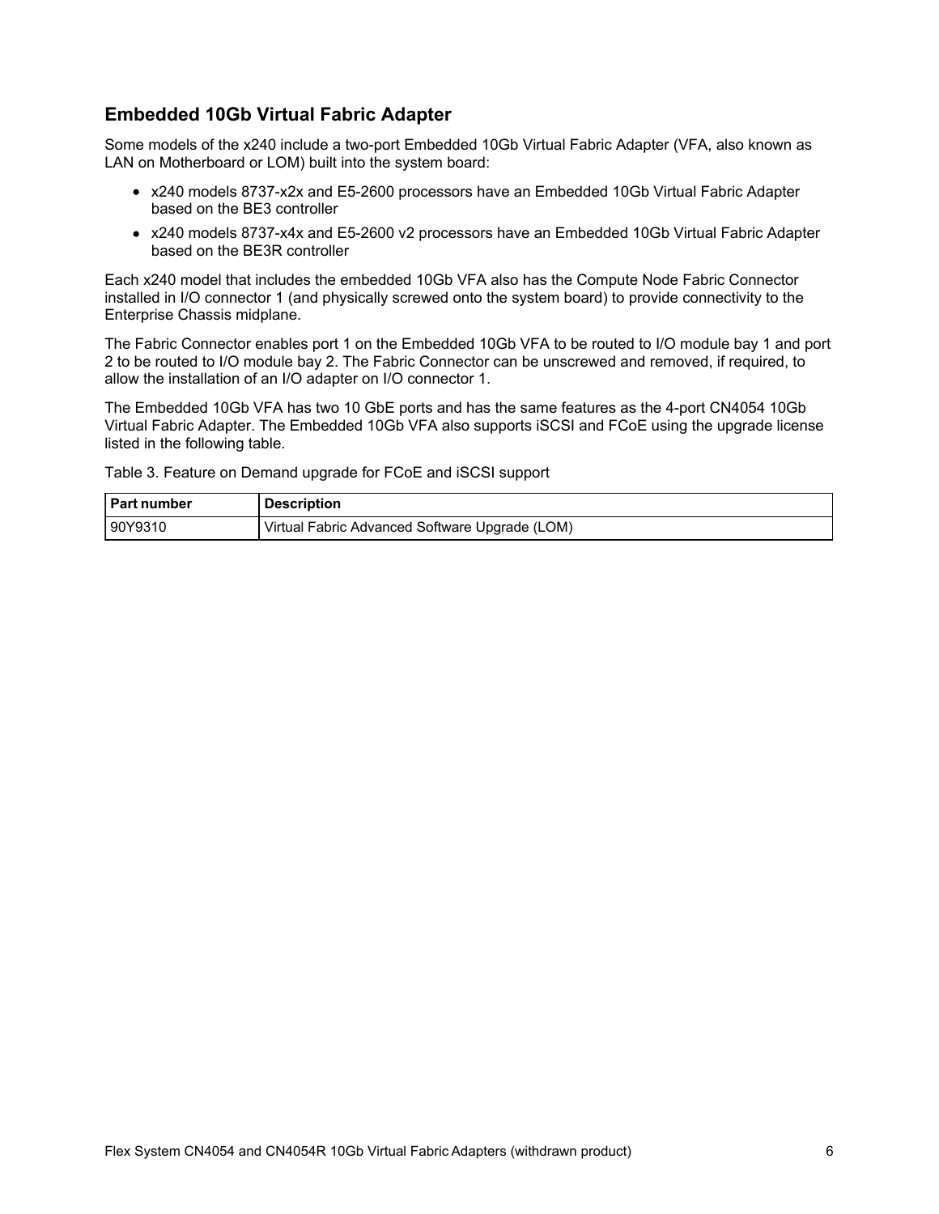## Embedded 10Gb Virtual Fabric Adapter

Some models of the x240 include a two-port Embedded 10Gb Virtual Fabric Adapter (VFA, also known as LAN on Motherboard or LOM) built into the system board:

- x240 models 8737-x2x and E5-2600 processors have an Embedded 10Gb Virtual Fabric Adapter based on the BE3 controller
- x240 models 8737-x4x and E5-2600 v2 processors have an Embedded 10Gb Virtual Fabric Adapter based on the BE3R controller

Each x240 model that includes the embedded 10Gb VFA also has the Compute Node Fabric Connector installed in I/O connector 1 (and physically screwed onto the system board) to provide connectivity to the Enterprise Chassis midplane.

The Fabric Connector enables port 1 on the Embedded 10Gb VFA to be routed to I/O module bay 1 and port 2 to be routed to I/O module bay 2. The Fabric Connector can be unscrewed and removed, if required, to allow the installation of an I/O adapter on I/O connector 1.

The Embedded 10Gb VFA has two 10 GbE ports and has the same features as the 4-port CN4054 10Gb Virtual Fabric Adapter. The Embedded 10Gb VFA also supports iSCSI and FCoE using the upgrade license listed in the following table.

Table 3. Feature on Demand upgrade for FCoE and iSCSI support

| Part number | Description |
| --- | --- |
| 90Y9310 | Virtual Fabric Advanced Software Upgrade (LOM) |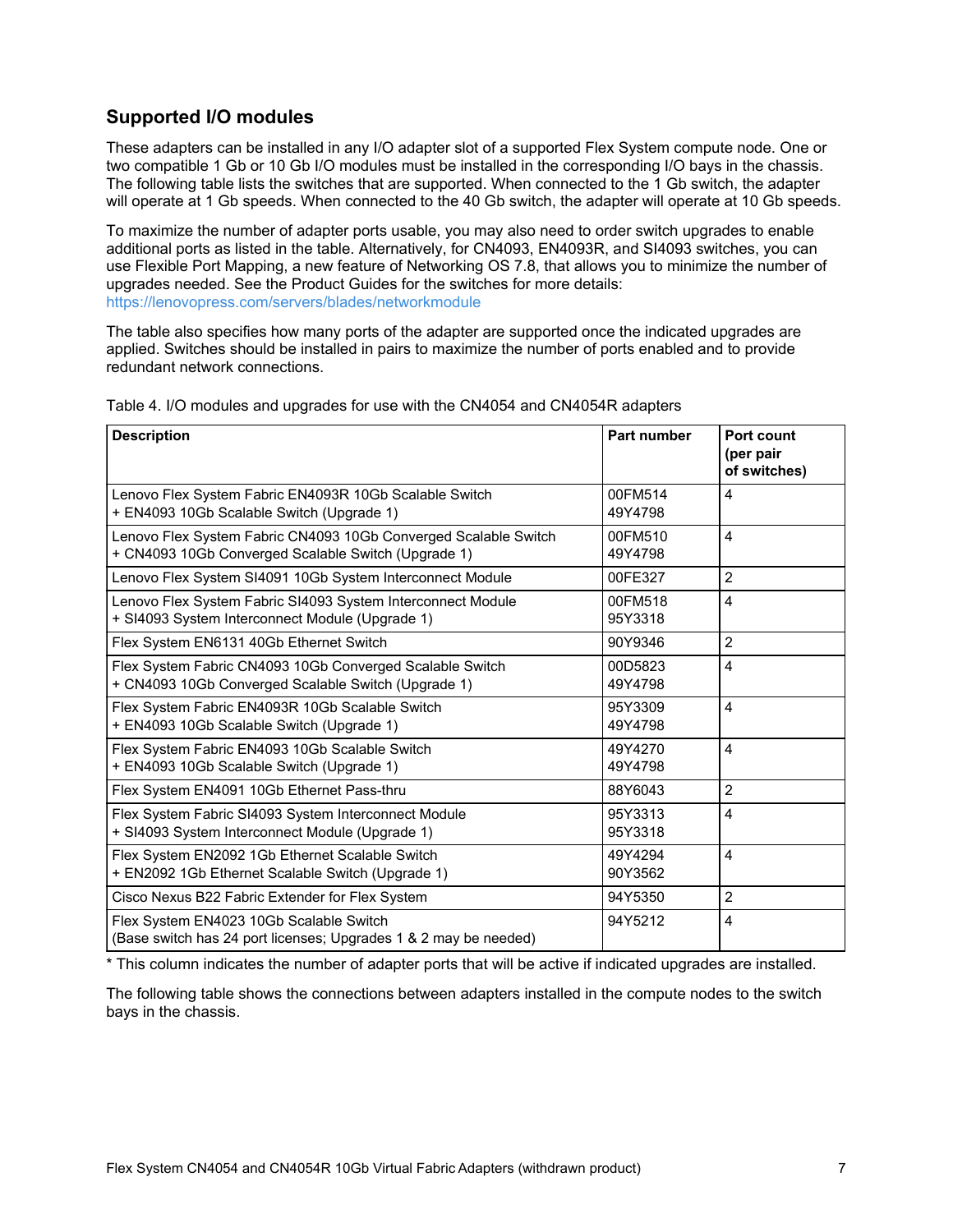## Supported I/O modules

These adapters can be installed in any I/O adapter slot of a supported Flex System compute node. One or two compatible 1 Gb or 10 Gb I/O modules must be installed in the corresponding I/O bays in the chassis. The following table lists the switches that are supported. When connected to the 1 Gb switch, the adapter will operate at 1 Gb speeds. When connected to the 40 Gb switch, the adapter will operate at 10 Gb speeds.

To maximize the number of adapter ports usable, you may also need to order switch upgrades to enable additional ports as listed in the table. Alternatively, for CN4093, EN4093R, and SI4093 switches, you can use Flexible Port Mapping, a new feature of Networking OS 7.8, that allows you to minimize the number of upgrades needed. See the Product Guides for the switches for more details: https://lenovopress.com/servers/blades/networkmodule

The table also specifies how many ports of the adapter are supported once the indicated upgrades are applied. Switches should be installed in pairs to maximize the number of ports enabled and to provide redundant network connections.

Table 4. I/O modules and upgrades for use with the CN4054 and CN4054R adapters

| Description | Part number | Port count (per pair of switches) |
|---|---|---|
| Lenovo Flex System Fabric EN4093R 10Gb Scalable Switch<br>+ EN4093 10Gb Scalable Switch (Upgrade 1) | 00FM514<br>49Y4798 | 4 |
| Lenovo Flex System Fabric CN4093 10Gb Converged Scalable Switch<br>+ CN4093 10Gb Converged Scalable Switch (Upgrade 1) | 00FM510<br>49Y4798 | 4 |
| Lenovo Flex System SI4091 10Gb System Interconnect Module | 00FE327 | 2 |
| Lenovo Flex System Fabric SI4093 System Interconnect Module<br>+ SI4093 System Interconnect Module (Upgrade 1) | 00FM518<br>95Y3318 | 4 |
| Flex System EN6131 40Gb Ethernet Switch | 90Y9346 | 2 |
| Flex System Fabric CN4093 10Gb Converged Scalable Switch<br>+ CN4093 10Gb Converged Scalable Switch (Upgrade 1) | 00D5823<br>49Y4798 | 4 |
| Flex System Fabric EN4093R 10Gb Scalable Switch<br>+ EN4093 10Gb Scalable Switch (Upgrade 1) | 95Y3309<br>49Y4798 | 4 |
| Flex System Fabric EN4093 10Gb Scalable Switch<br>+ EN4093 10Gb Scalable Switch (Upgrade 1) | 49Y4270<br>49Y4798 | 4 |
| Flex System EN4091 10Gb Ethernet Pass-thru | 88Y6043 | 2 |
| Flex System Fabric SI4093 System Interconnect Module<br>+ SI4093 System Interconnect Module (Upgrade 1) | 95Y3313<br>95Y3318 | 4 |
| Flex System EN2092 1Gb Ethernet Scalable Switch<br>+ EN2092 1Gb Ethernet Scalable Switch (Upgrade 1) | 49Y4294<br>90Y3562 | 4 |
| Cisco Nexus B22 Fabric Extender for Flex System | 94Y5350 | 2 |
| Flex System EN4023 10Gb Scalable Switch<br>(Base switch has 24 port licenses; Upgrades 1 & 2 may be needed) | 94Y5212 | 4 |

* This column indicates the number of adapter ports that will be active if indicated upgrades are installed.

The following table shows the connections between adapters installed in the compute nodes to the switch bays in the chassis.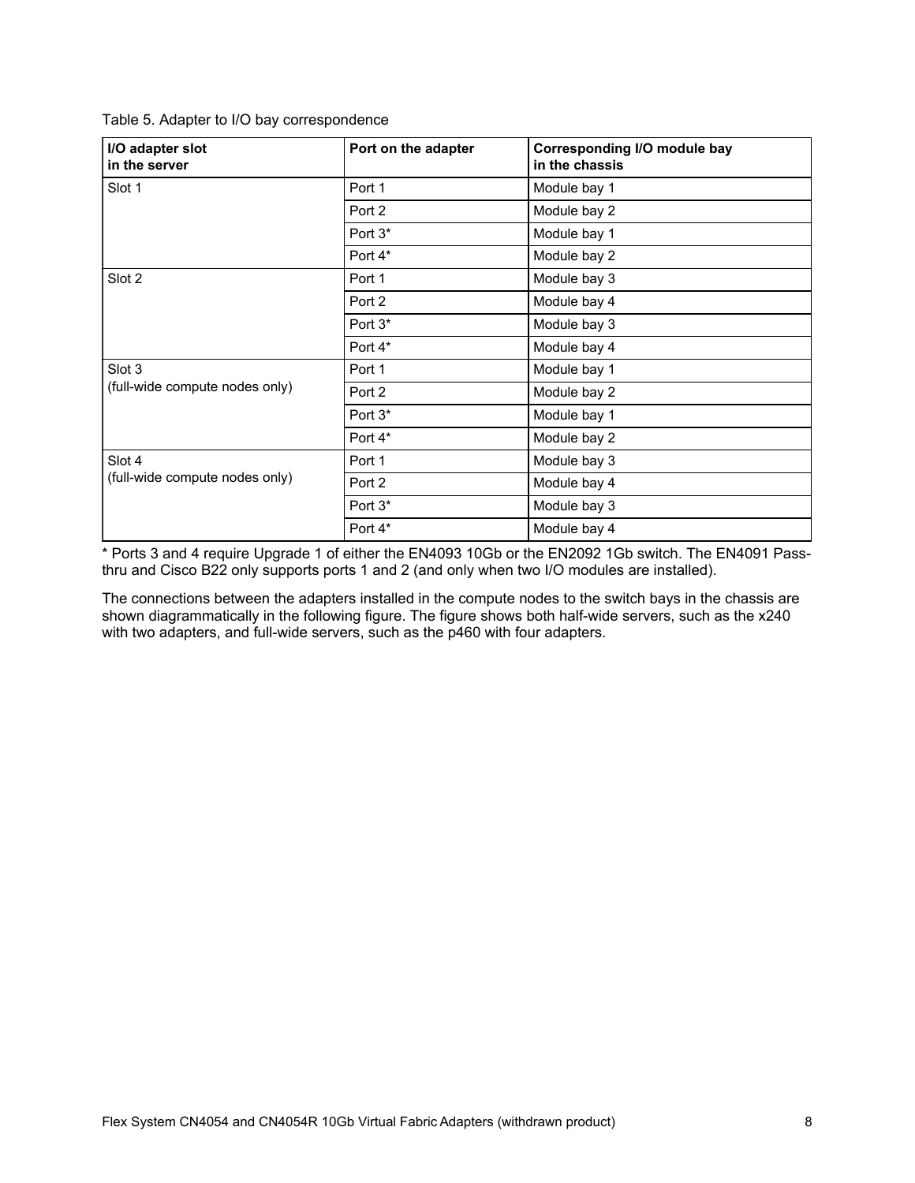Table 5. Adapter to I/O bay correspondence

| I/O adapter slot in the server | Port on the adapter | Corresponding I/O module bay in the chassis |
|---|---|---|
| Slot 1 | Port 1 | Module bay 1 |
| | Port 2 | Module bay 2 |
| | Port 3* | Module bay 1 |
| | Port 4* | Module bay 2 |
| Slot 2 | Port 1 | Module bay 3 |
| | Port 2 | Module bay 4 |
| | Port 3* | Module bay 3 |
| | Port 4* | Module bay 4 |
| Slot 3 (full-wide compute nodes only) | Port 1 | Module bay 1 |
| | Port 2 | Module bay 2 |
| | Port 3* | Module bay 1 |
| | Port 4* | Module bay 2 |
| Slot 4 (full-wide compute nodes only) | Port 1 | Module bay 3 |
| | Port 2 | Module bay 4 |
| | Port 3* | Module bay 3 |
| | Port 4* | Module bay 4 |

* Ports 3 and 4 require Upgrade 1 of either the EN4093 10Gb or the EN2092 1Gb switch. The EN4091 Pass-thru and Cisco B22 only supports ports 1 and 2 (and only when two I/O modules are installed).

The connections between the adapters installed in the compute nodes to the switch bays in the chassis are shown diagrammatically in the following figure. The figure shows both half-wide servers, such as the x240 with two adapters, and full-wide servers, such as the p460 with four adapters.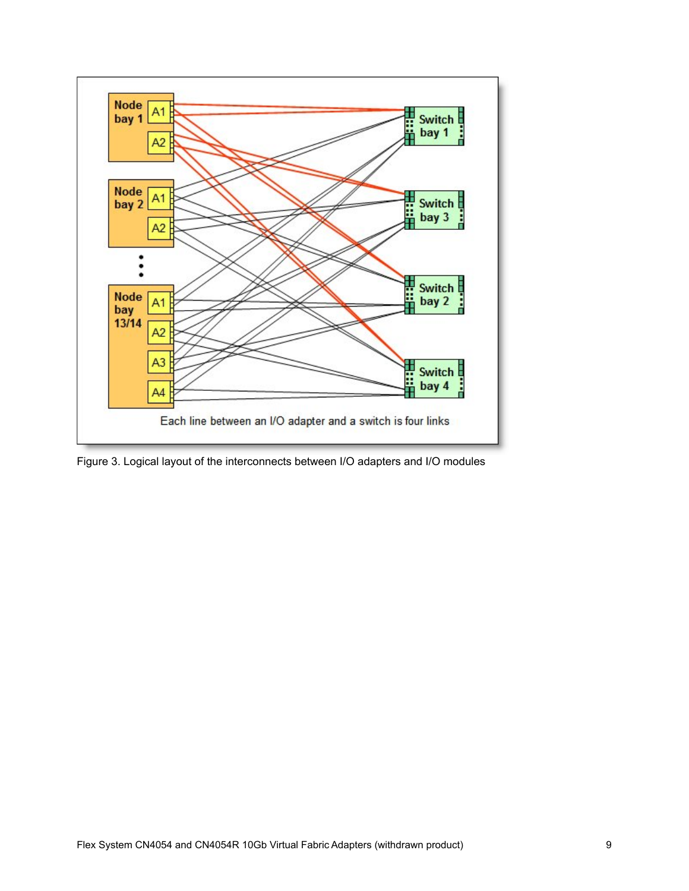Figure 3. Logical layout of the interconnects between I/O adapters and I/O modules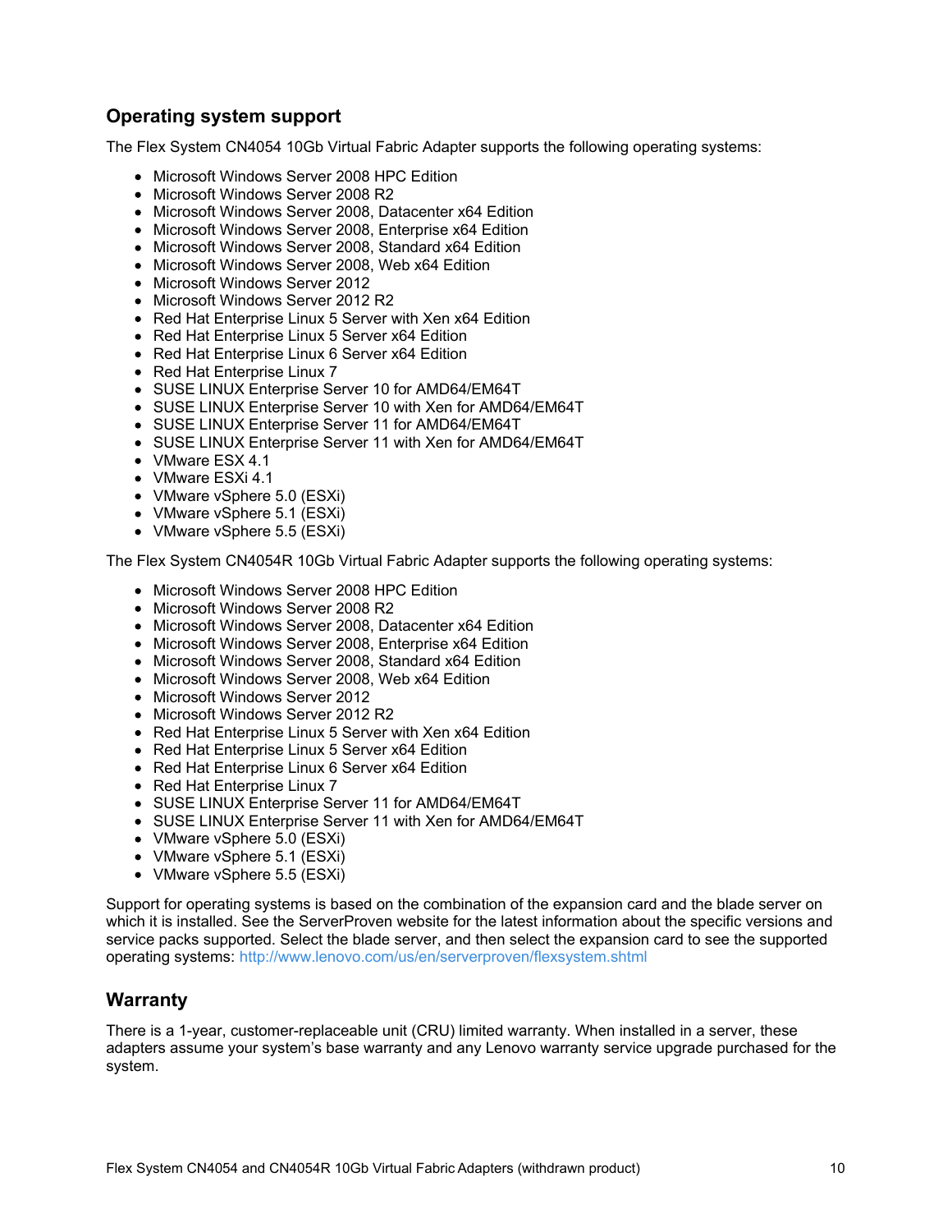## Operating system support

The Flex System CN4054 10Gb Virtual Fabric Adapter supports the following operating systems:

- Microsoft Windows Server 2008 HPC Edition
- Microsoft Windows Server 2008 R2
- Microsoft Windows Server 2008, Datacenter x64 Edition
- Microsoft Windows Server 2008, Enterprise x64 Edition
- Microsoft Windows Server 2008, Standard x64 Edition
- Microsoft Windows Server 2008, Web x64 Edition
- Microsoft Windows Server 2012
- Microsoft Windows Server 2012 R2
- Red Hat Enterprise Linux 5 Server with Xen x64 Edition
- Red Hat Enterprise Linux 5 Server x64 Edition
- Red Hat Enterprise Linux 6 Server x64 Edition
- Red Hat Enterprise Linux 7
- SUSE LINUX Enterprise Server 10 for AMD64/EM64T
- SUSE LINUX Enterprise Server 10 with Xen for AMD64/EM64T
- SUSE LINUX Enterprise Server 11 for AMD64/EM64T
- SUSE LINUX Enterprise Server 11 with Xen for AMD64/EM64T
- VMware ESX 4.1
- VMware ESXi 4.1
- VMware vSphere 5.0 (ESXi)
- VMware vSphere 5.1 (ESXi)
- VMware vSphere 5.5 (ESXi)

The Flex System CN4054R 10Gb Virtual Fabric Adapter supports the following operating systems:

- Microsoft Windows Server 2008 HPC Edition
- Microsoft Windows Server 2008 R2
- Microsoft Windows Server 2008, Datacenter x64 Edition
- Microsoft Windows Server 2008, Enterprise x64 Edition
- Microsoft Windows Server 2008, Standard x64 Edition
- Microsoft Windows Server 2008, Web x64 Edition
- Microsoft Windows Server 2012
- Microsoft Windows Server 2012 R2
- Red Hat Enterprise Linux 5 Server with Xen x64 Edition
- Red Hat Enterprise Linux 5 Server x64 Edition
- Red Hat Enterprise Linux 6 Server x64 Edition
- Red Hat Enterprise Linux 7
- SUSE LINUX Enterprise Server 11 for AMD64/EM64T
- SUSE LINUX Enterprise Server 11 with Xen for AMD64/EM64T
- VMware vSphere 5.0 (ESXi)
- VMware vSphere 5.1 (ESXi)
- VMware vSphere 5.5 (ESXi)

Support for operating systems is based on the combination of the expansion card and the blade server on which it is installed. See the ServerProven website for the latest information about the specific versions and service packs supported. Select the blade server, and then select the expansion card to see the supported operating systems: http://www.lenovo.com/us/en/serverproven/flexsystem.shtml

## Warranty

There is a 1-year, customer-replaceable unit (CRU) limited warranty. When installed in a server, these adapters assume your system's base warranty and any Lenovo warranty service upgrade purchased for the system.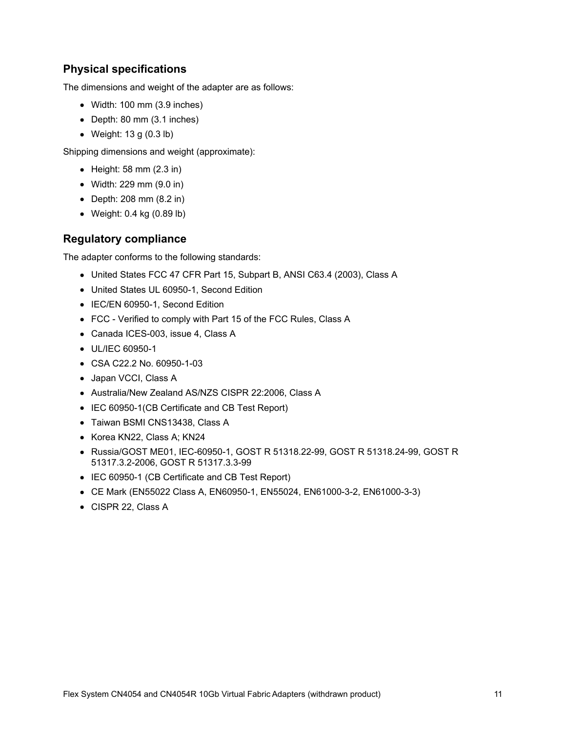## Physical specifications

The dimensions and weight of the adapter are as follows:

- Width: 100 mm (3.9 inches)
- Depth: 80 mm (3.1 inches)
- Weight: 13 g (0.3 lb)

Shipping dimensions and weight (approximate):

- Height: 58 mm (2.3 in)
- Width: 229 mm (9.0 in)
- Depth: 208 mm (8.2 in)
- Weight: 0.4 kg (0.89 lb)

## Regulatory compliance

The adapter conforms to the following standards:

- United States FCC 47 CFR Part 15, Subpart B, ANSI C63.4 (2003), Class A
- United States UL 60950-1, Second Edition
- IEC/EN 60950-1, Second Edition
- FCC - Verified to comply with Part 15 of the FCC Rules, Class A
- Canada ICES-003, issue 4, Class A
- UL/IEC 60950-1
- CSA C22.2 No. 60950-1-03
- Japan VCCI, Class A
- Australia/New Zealand AS/NZS CISPR 22:2006, Class A
- IEC 60950-1(CB Certificate and CB Test Report)
- Taiwan BSMI CNS13438, Class A
- Korea KN22, Class A; KN24
- Russia/GOST ME01, IEC-60950-1, GOST R 51318.22-99, GOST R 51318.24-99, GOST R 51317.3.2-2006, GOST R 51317.3.3-99
- IEC 60950-1 (CB Certificate and CB Test Report)
- CE Mark (EN55022 Class A, EN60950-1, EN55024, EN61000-3-2, EN61000-3-3)
- CISPR 22, Class A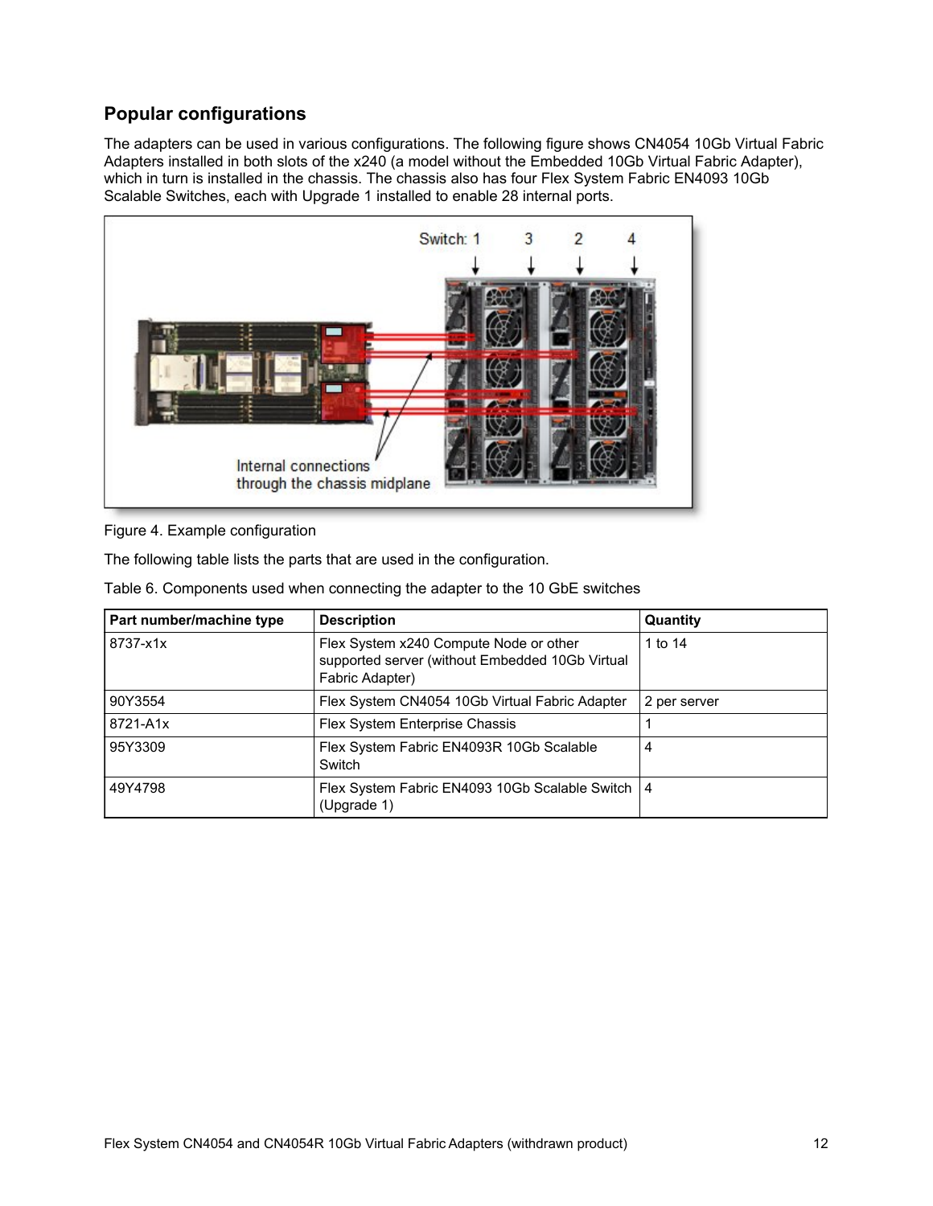## Popular configurations

The adapters can be used in various configurations. The following figure shows CN4054 10Gb Virtual Fabric Adapters installed in both slots of the x240 (a model without the Embedded 10Gb Virtual Fabric Adapter), which in turn is installed in the chassis. The chassis also has four Flex System Fabric EN4093 10Gb Scalable Switches, each with Upgrade 1 installed to enable 28 internal ports.

Figure 4. Example configuration

The following table lists the parts that are used in the configuration.

Table 6. Components used when connecting the adapter to the 10 GbE switches

| Part number/machine type | Description | Quantity |
|---|---|---|
| 8737-x1x | Flex System x240 Compute Node or other supported server (without Embedded 10Gb Virtual Fabric Adapter) | 1 to 14 |
| 90Y3554 | Flex System CN4054 10Gb Virtual Fabric Adapter | 2 per server |
| 8721-A1x | Flex System Enterprise Chassis | 1 |
| 95Y3309 | Flex System Fabric EN4093R 10Gb Scalable Switch | 4 |
| 49Y4798 | Flex System Fabric EN4093 10Gb Scalable Switch (Upgrade 1) | 4 |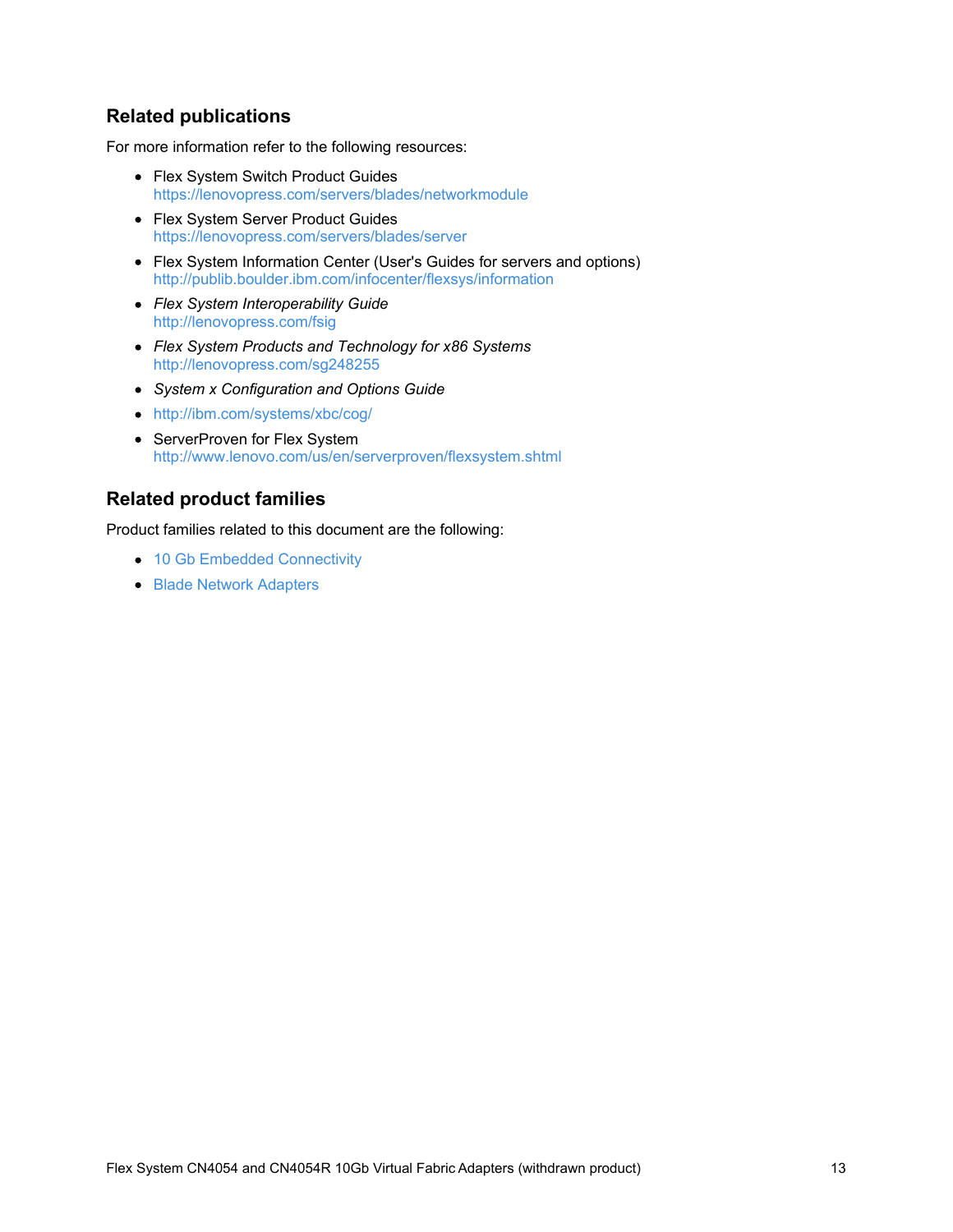## Related publications

For more information refer to the following resources:

- Flex System Switch Product Guides
  https://lenovopress.com/servers/blades/networkmodule
- Flex System Server Product Guides
  https://lenovopress.com/servers/blades/server
- Flex System Information Center (User's Guides for servers and options)
  http://publib.boulder.ibm.com/infocenter/flexsys/information
- *Flex System Interoperability Guide*
  http://lenovopress.com/fsig
- *Flex System Products and Technology for x86 Systems*
  http://lenovopress.com/sg248255
- *System x Configuration and Options Guide*
- http://ibm.com/systems/xbc/cog/
- ServerProven for Flex System
  http://www.lenovo.com/us/en/serverproven/flexsystem.shtml

## Related product families

Product families related to this document are the following:

- 10 Gb Embedded Connectivity
- Blade Network Adapters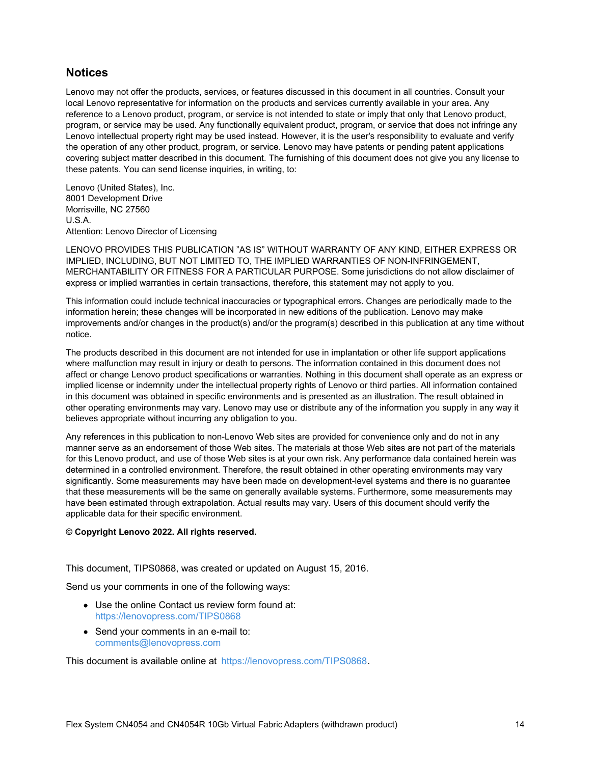## Notices

Lenovo may not offer the products, services, or features discussed in this document in all countries. Consult your local Lenovo representative for information on the products and services currently available in your area. Any reference to a Lenovo product, program, or service is not intended to state or imply that only that Lenovo product, program, or service may be used. Any functionally equivalent product, program, or service that does not infringe any Lenovo intellectual property right may be used instead. However, it is the user's responsibility to evaluate and verify the operation of any other product, program, or service. Lenovo may have patents or pending patent applications covering subject matter described in this document. The furnishing of this document does not give you any license to these patents. You can send license inquiries, in writing, to:

Lenovo (United States), Inc.
8001 Development Drive
Morrisville, NC 27560
U.S.A.
Attention: Lenovo Director of Licensing

LENOVO PROVIDES THIS PUBLICATION "AS IS" WITHOUT WARRANTY OF ANY KIND, EITHER EXPRESS OR IMPLIED, INCLUDING, BUT NOT LIMITED TO, THE IMPLIED WARRANTIES OF NON-INFRINGEMENT, MERCHANTABILITY OR FITNESS FOR A PARTICULAR PURPOSE. Some jurisdictions do not allow disclaimer of express or implied warranties in certain transactions, therefore, this statement may not apply to you.

This information could include technical inaccuracies or typographical errors. Changes are periodically made to the information herein; these changes will be incorporated in new editions of the publication. Lenovo may make improvements and/or changes in the product(s) and/or the program(s) described in this publication at any time without notice.

The products described in this document are not intended for use in implantation or other life support applications where malfunction may result in injury or death to persons. The information contained in this document does not affect or change Lenovo product specifications or warranties. Nothing in this document shall operate as an express or implied license or indemnity under the intellectual property rights of Lenovo or third parties. All information contained in this document was obtained in specific environments and is presented as an illustration. The result obtained in other operating environments may vary. Lenovo may use or distribute any of the information you supply in any way it believes appropriate without incurring any obligation to you.

Any references in this publication to non-Lenovo Web sites are provided for convenience only and do not in any manner serve as an endorsement of those Web sites. The materials at those Web sites are not part of the materials for this Lenovo product, and use of those Web sites is at your own risk. Any performance data contained herein was determined in a controlled environment. Therefore, the result obtained in other operating environments may vary significantly. Some measurements may have been made on development-level systems and there is no guarantee that these measurements will be the same on generally available systems. Furthermore, some measurements may have been estimated through extrapolation. Actual results may vary. Users of this document should verify the applicable data for their specific environment.

**© Copyright Lenovo 2022. All rights reserved.**

This document, TIPS0868, was created or updated on August 15, 2016.

Send us your comments in one of the following ways:

- Use the online Contact us review form found at:
  https://lenovopress.com/TIPS0868
- Send your comments in an e-mail to:
  comments@lenovopress.com

This document is available online at https://lenovopress.com/TIPS0868.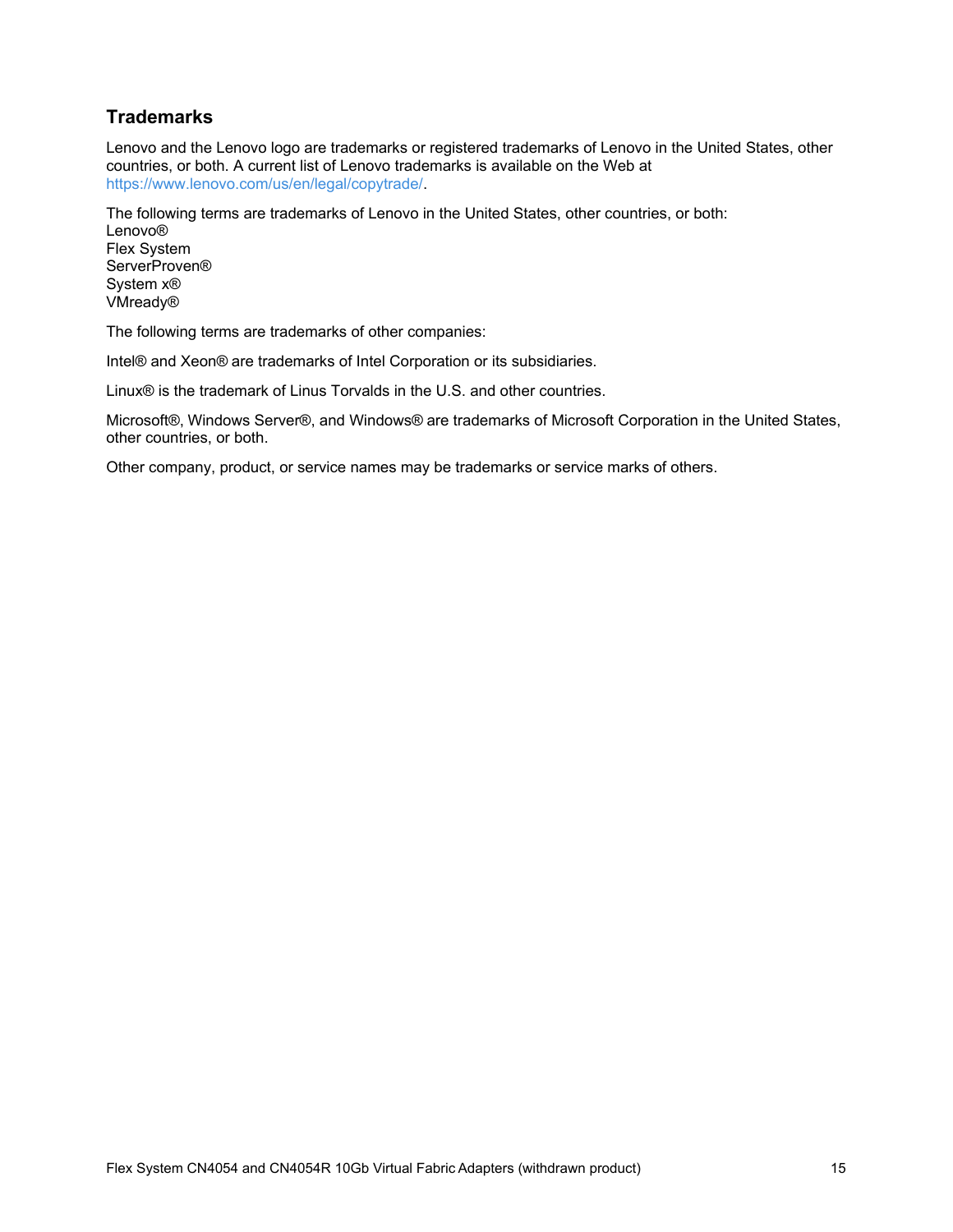## Trademarks

Lenovo and the Lenovo logo are trademarks or registered trademarks of Lenovo in the United States, other countries, or both. A current list of Lenovo trademarks is available on the Web at https://www.lenovo.com/us/en/legal/copytrade/.

The following terms are trademarks of Lenovo in the United States, other countries, or both:
Lenovo®
Flex System
ServerProven®
System x®
VMready®

The following terms are trademarks of other companies:

Intel® and Xeon® are trademarks of Intel Corporation or its subsidiaries.

Linux® is the trademark of Linus Torvalds in the U.S. and other countries.

Microsoft®, Windows Server®, and Windows® are trademarks of Microsoft Corporation in the United States, other countries, or both.

Other company, product, or service names may be trademarks or service marks of others.